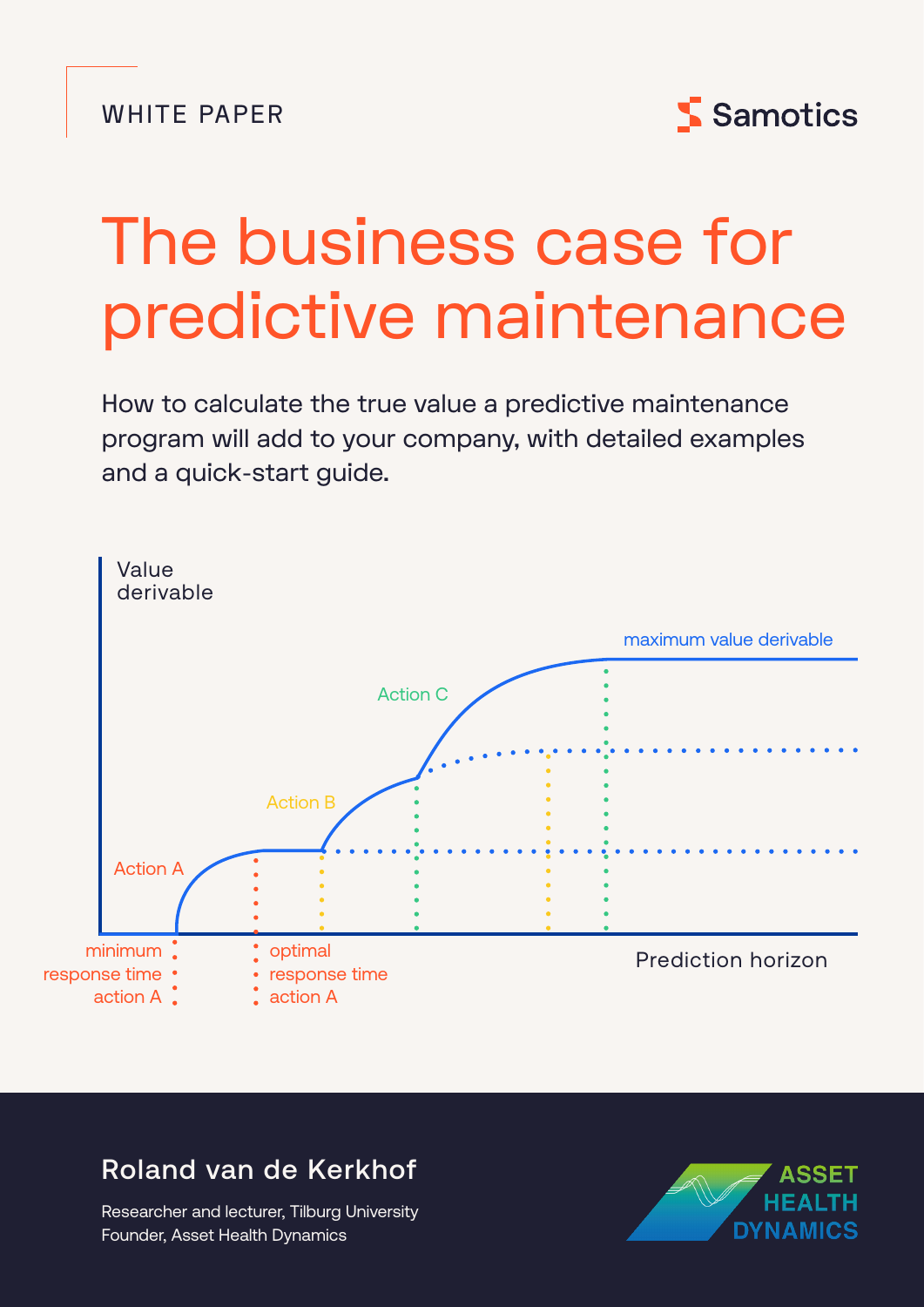WHITE PAPER

Samotics

# The business case for predictive maintenance

How to calculate the true value a predictive maintenance program will add to your company, with detailed examples and a quick-start guide.

Value derivable

maximum value derivable

Action C

Action B

Action A

minimum response time action A

optimal response time action A

Prediction horizon

**Roland van de Kerkhof**

Researcher and lecturer, Tilburg University
Founder, Asset Health Dynamics

ASSET HEALTH DYNAMICS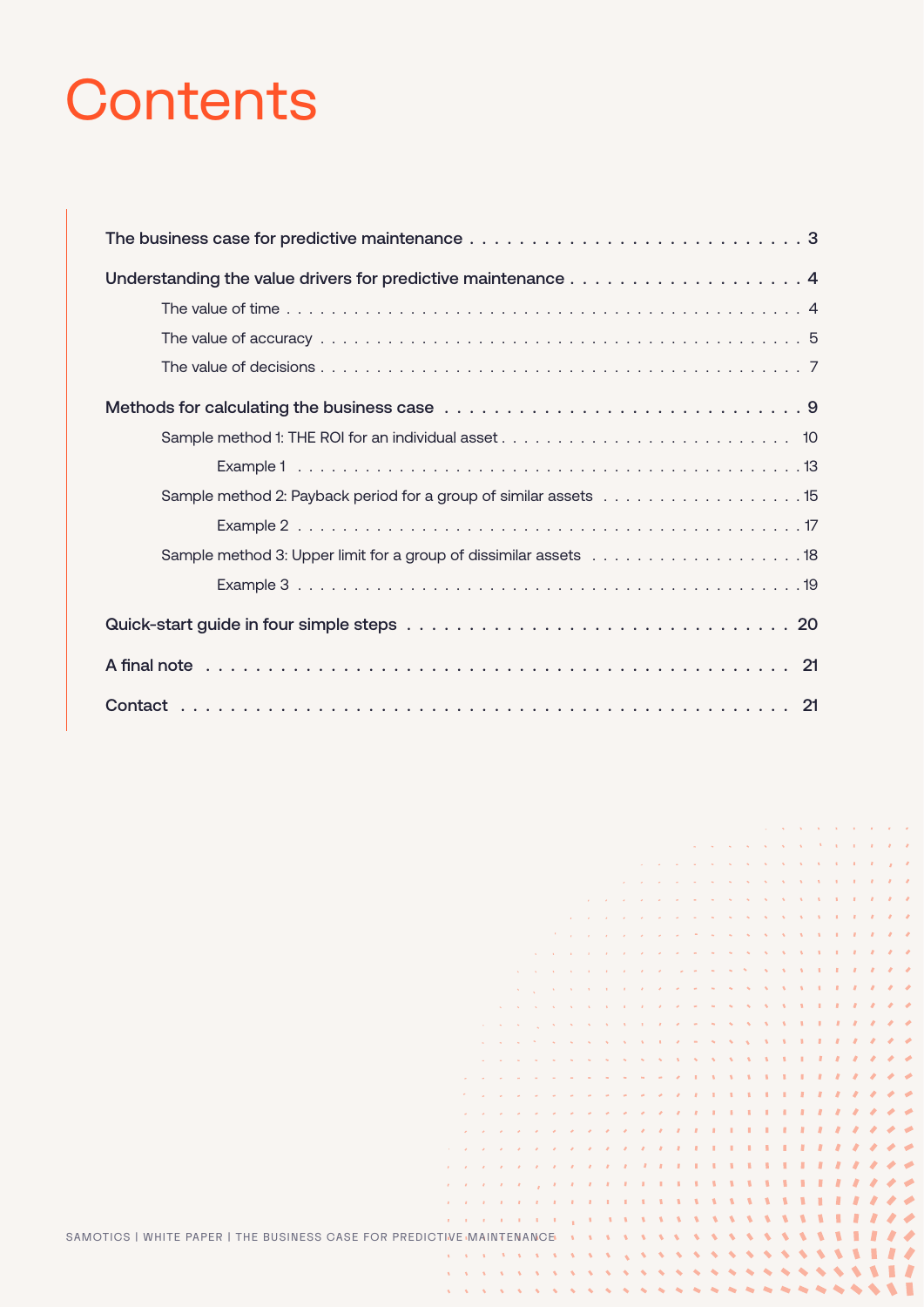# Contents

**The business case for predictive maintenance** . . . 3

**Understanding the value drivers for predictive maintenance** . . . 4

- The value of time . . . 4
- The value of accuracy . . . 5
- The value of decisions . . . 7

**Methods for calculating the business case** . . . 9

- Sample method 1: THE ROI for an individual asset . . . 10
  - Example 1 . . . 13
- Sample method 2: Payback period for a group of similar assets . . . 15
  - Example 2 . . . 17
- Sample method 3: Upper limit for a group of dissimilar assets . . . 18
  - Example 3 . . . 19

**Quick-start guide in four simple steps** . . . 20

**A final note** . . . 21

**Contact** . . . 21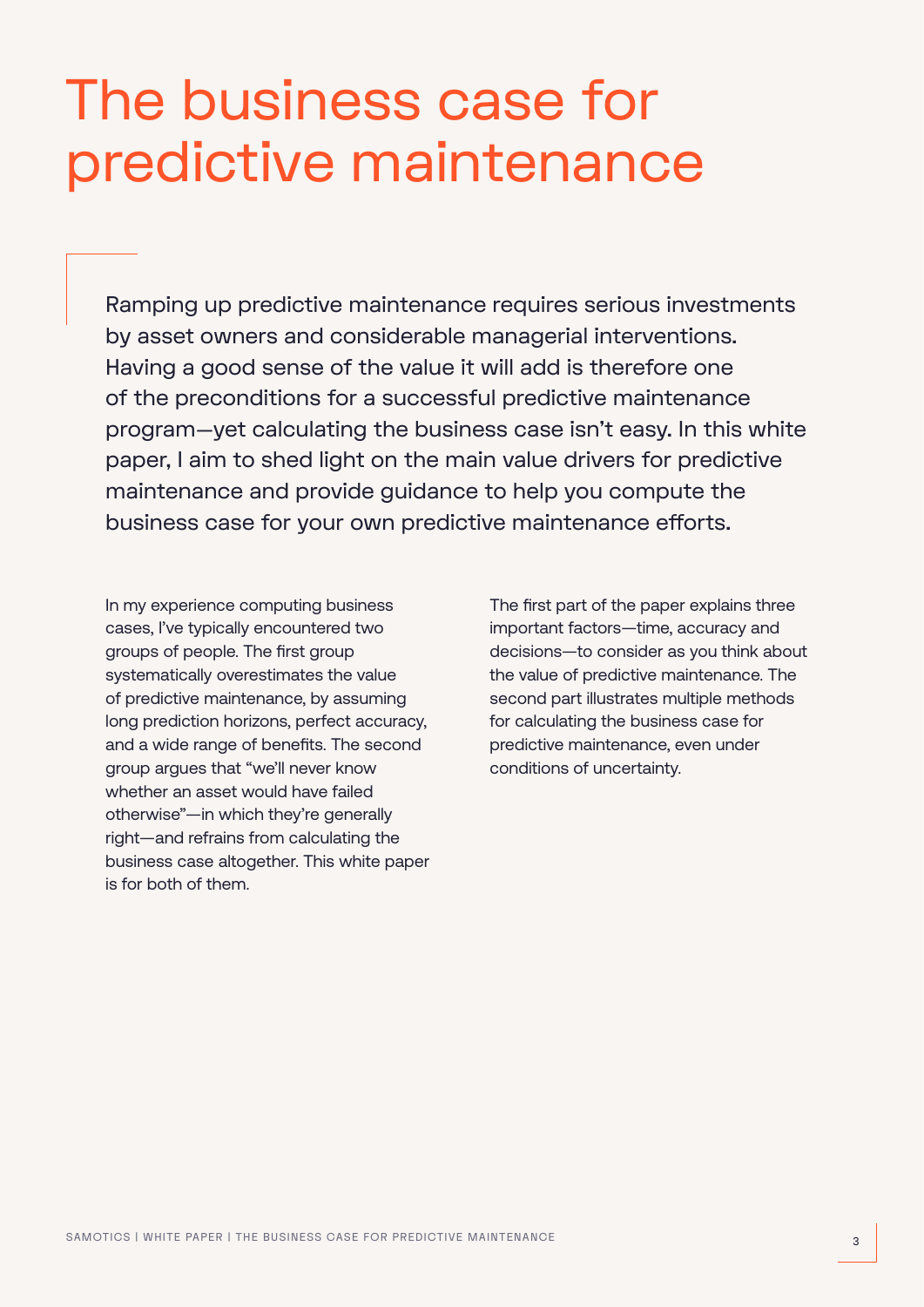# The business case for predictive maintenance

Ramping up predictive maintenance requires serious investments by asset owners and considerable managerial interventions. Having a good sense of the value it will add is therefore one of the preconditions for a successful predictive maintenance program—yet calculating the business case isn't easy. In this white paper, I aim to shed light on the main value drivers for predictive maintenance and provide guidance to help you compute the business case for your own predictive maintenance efforts.

In my experience computing business cases, I've typically encountered two groups of people. The first group systematically overestimates the value of predictive maintenance, by assuming long prediction horizons, perfect accuracy, and a wide range of benefits. The second group argues that "we'll never know whether an asset would have failed otherwise"—in which they're generally right—and refrains from calculating the business case altogether. This white paper is for both of them.

The first part of the paper explains three important factors—time, accuracy and decisions—to consider as you think about the value of predictive maintenance. The second part illustrates multiple methods for calculating the business case for predictive maintenance, even under conditions of uncertainty.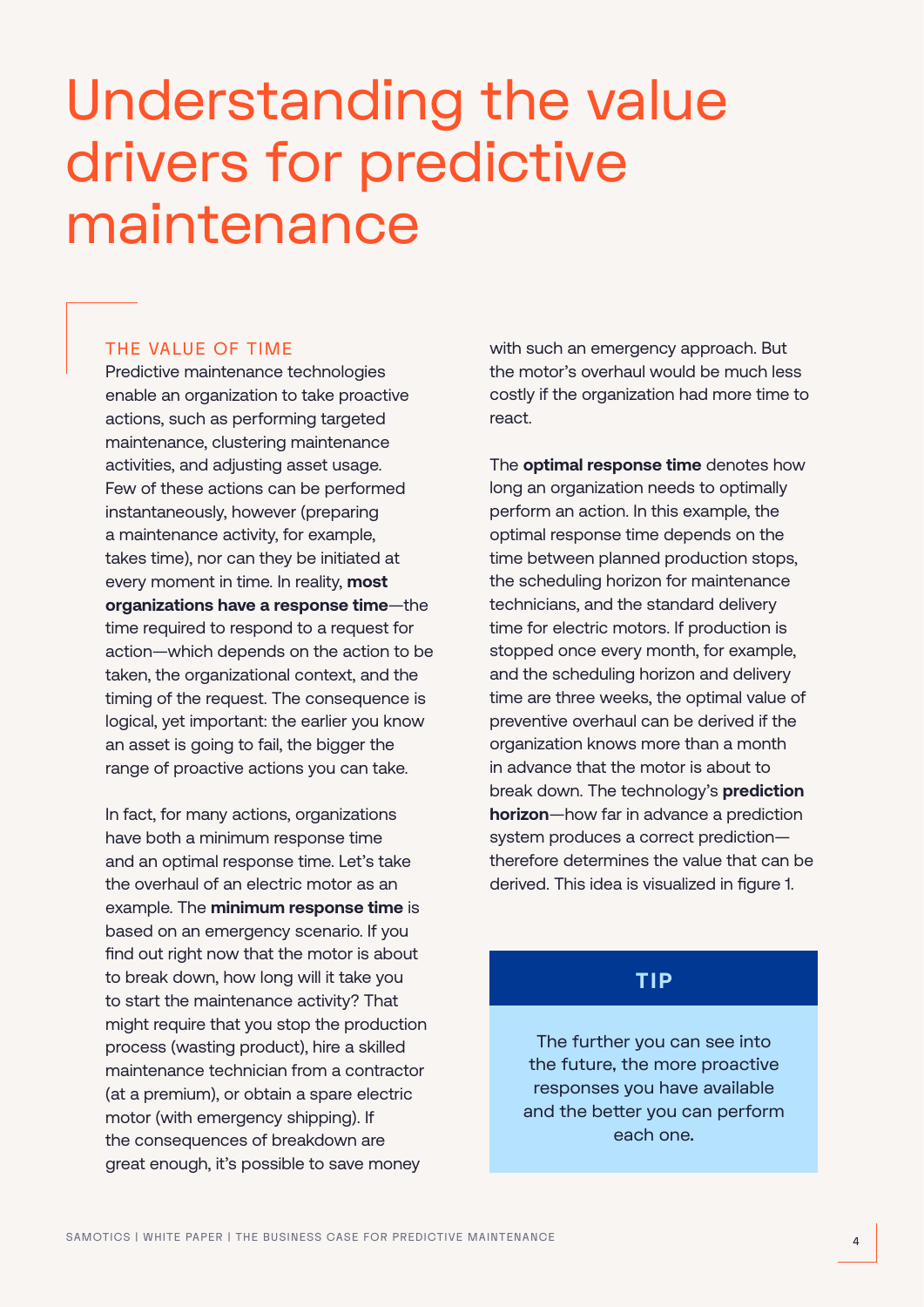# Understanding the value drivers for predictive maintenance

## THE VALUE OF TIME

Predictive maintenance technologies enable an organization to take proactive actions, such as performing targeted maintenance, clustering maintenance activities, and adjusting asset usage. Few of these actions can be performed instantaneously, however (preparing a maintenance activity, for example, takes time), nor can they be initiated at every moment in time. In reality, **most organizations have a response time**—the time required to respond to a request for action—which depends on the action to be taken, the organizational context, and the timing of the request. The consequence is logical, yet important: the earlier you know an asset is going to fail, the bigger the range of proactive actions you can take.

In fact, for many actions, organizations have both a minimum response time and an optimal response time. Let's take the overhaul of an electric motor as an example. The **minimum response time** is based on an emergency scenario. If you find out right now that the motor is about to break down, how long will it take you to start the maintenance activity? That might require that you stop the production process (wasting product), hire a skilled maintenance technician from a contractor (at a premium), or obtain a spare electric motor (with emergency shipping). If the consequences of breakdown are great enough, it's possible to save money with such an emergency approach. But the motor's overhaul would be much less costly if the organization had more time to react.

The **optimal response time** denotes how long an organization needs to optimally perform an action. In this example, the optimal response time depends on the time between planned production stops, the scheduling horizon for maintenance technicians, and the standard delivery time for electric motors. If production is stopped once every month, for example, and the scheduling horizon and delivery time are three weeks, the optimal value of preventive overhaul can be derived if the organization knows more than a month in advance that the motor is about to break down. The technology's **prediction horizon**—how far in advance a prediction system produces a correct prediction—therefore determines the value that can be derived. This idea is visualized in figure 1.

**TIP**

The further you can see into the future, the more proactive responses you have available and the better you can perform each one.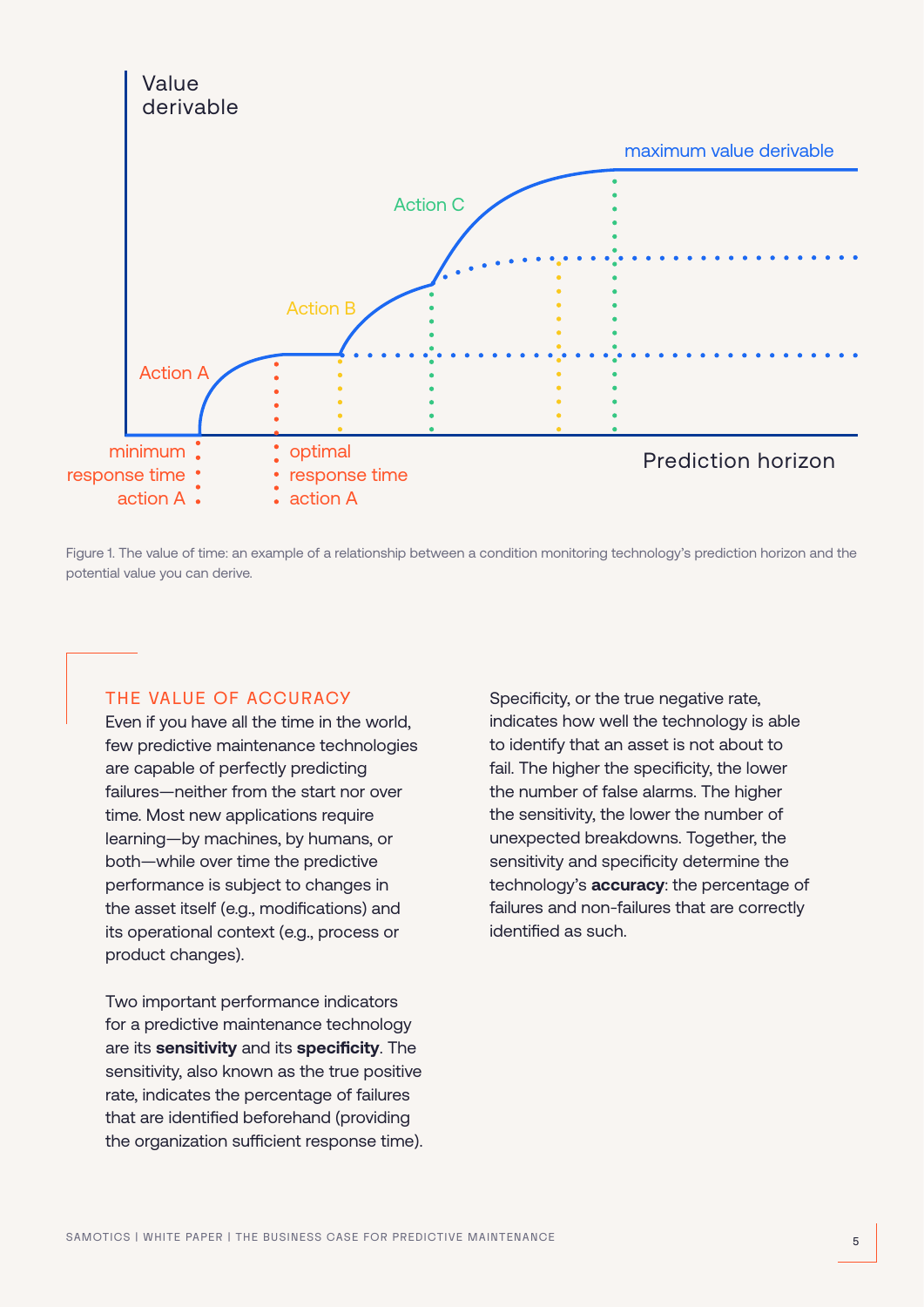Value derivable

maximum value derivable

Action C

Action B

Action A

minimum response time action A

optimal response time action A

Prediction horizon

Figure 1. The value of time: an example of a relationship between a condition monitoring technology's prediction horizon and the potential value you can derive.

## THE VALUE OF ACCURACY

Even if you have all the time in the world, few predictive maintenance technologies are capable of perfectly predicting failures—neither from the start nor over time. Most new applications require learning—by machines, by humans, or both—while over time the predictive performance is subject to changes in the asset itself (e.g., modifications) and its operational context (e.g., process or product changes).

Two important performance indicators for a predictive maintenance technology are its **sensitivity** and its **specificity**. The sensitivity, also known as the true positive rate, indicates the percentage of failures that are identified beforehand (providing the organization sufficient response time).

Specificity, or the true negative rate, indicates how well the technology is able to identify that an asset is not about to fail. The higher the specificity, the lower the number of false alarms. The higher the sensitivity, the lower the number of unexpected breakdowns. Together, the sensitivity and specificity determine the technology's **accuracy**: the percentage of failures and non-failures that are correctly identified as such.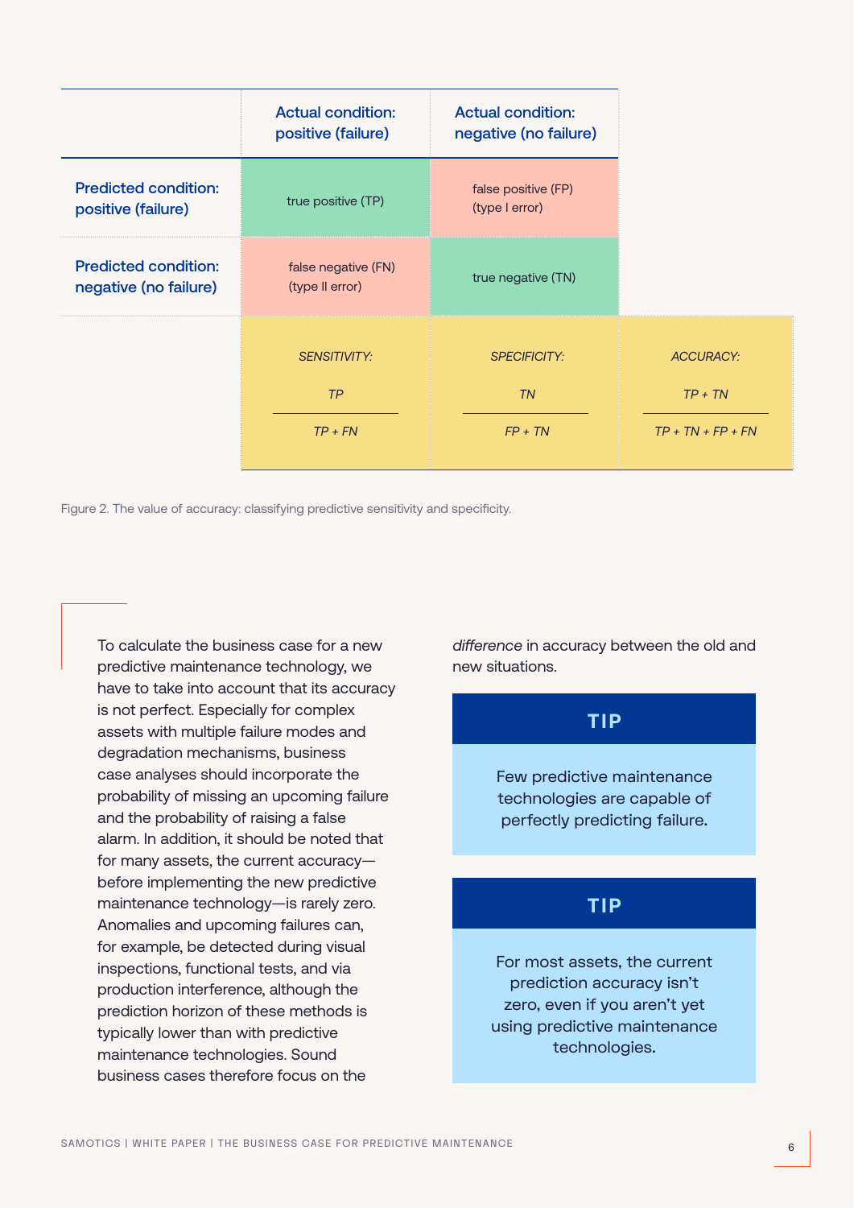| | Actual condition: positive (failure) | Actual condition: negative (no failure) | |
|---|---|---|---|
| **Predicted condition: positive (failure)** | true positive (TP) | false positive (FP) (type I error) | |
| **Predicted condition: negative (no failure)** | false negative (FN) (type II error) | true negative (TN) | |
| | *SENSITIVITY:* $\frac{TP}{TP + FN}$ | *SPECIFICITY:* $\frac{TN}{FP + TN}$ | *ACCURACY:* $\frac{TP + TN}{TP + TN + FP + FN}$ |

Figure 2. The value of accuracy: classifying predictive sensitivity and specificity.

To calculate the business case for a new predictive maintenance technology, we have to take into account that its accuracy is not perfect. Especially for complex assets with multiple failure modes and degradation mechanisms, business case analyses should incorporate the probability of missing an upcoming failure and the probability of raising a false alarm. In addition, it should be noted that for many assets, the current accuracy—before implementing the new predictive maintenance technology—is rarely zero. Anomalies and upcoming failures can, for example, be detected during visual inspections, functional tests, and via production interference, although the prediction horizon of these methods is typically lower than with predictive maintenance technologies. Sound business cases therefore focus on the *difference* in accuracy between the old and new situations.

> **TIP**
>
> Few predictive maintenance technologies are capable of perfectly predicting failure.

> **TIP**
>
> For most assets, the current prediction accuracy isn't zero, even if you aren't yet using predictive maintenance technologies.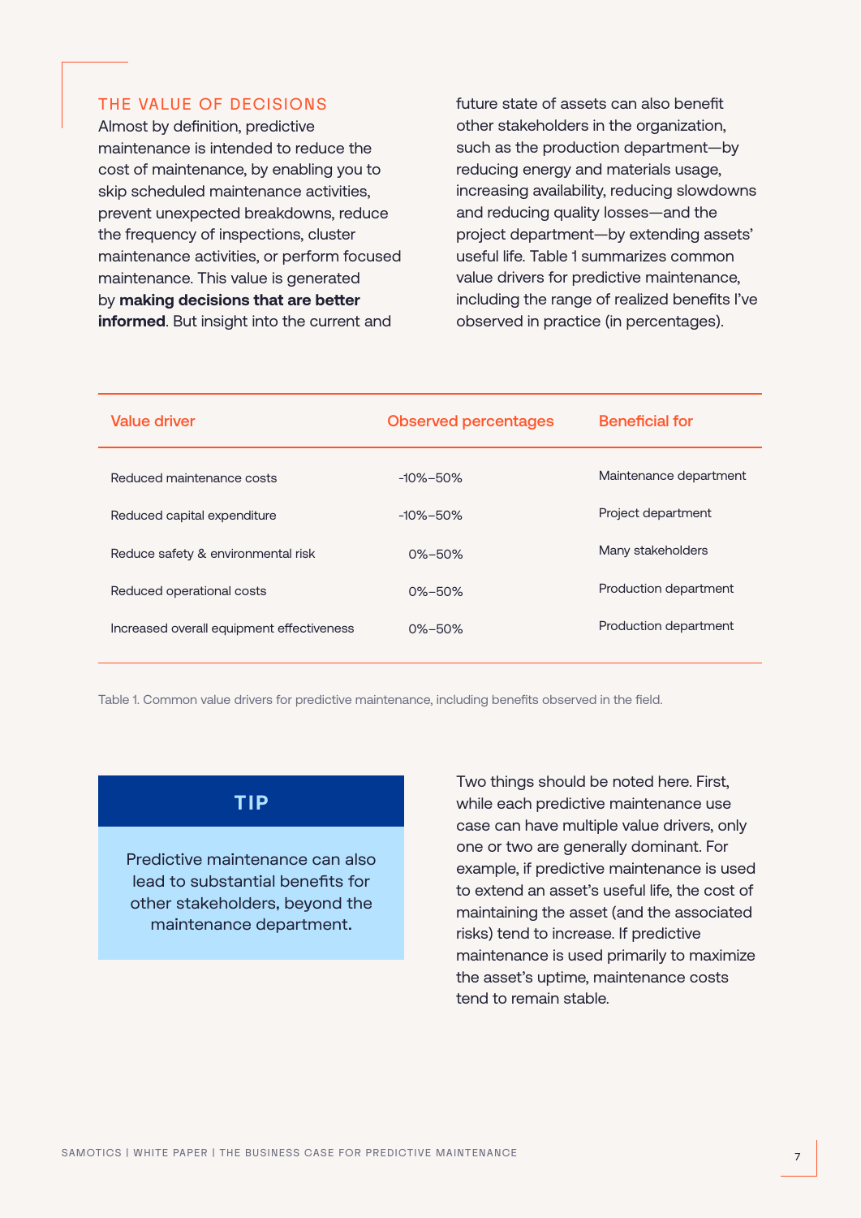## THE VALUE OF DECISIONS

Almost by definition, predictive maintenance is intended to reduce the cost of maintenance, by enabling you to skip scheduled maintenance activities, prevent unexpected breakdowns, reduce the frequency of inspections, cluster maintenance activities, or perform focused maintenance. This value is generated by **making decisions that are better informed**. But insight into the current and future state of assets can also benefit other stakeholders in the organization, such as the production department—by reducing energy and materials usage, increasing availability, reducing slowdowns and reducing quality losses—and the project department—by extending assets' useful life. Table 1 summarizes common value drivers for predictive maintenance, including the range of realized benefits I've observed in practice (in percentages).

| Value driver | Observed percentages | Beneficial for |
|---|---|---|
| Reduced maintenance costs | -10%–50% | Maintenance department |
| Reduced capital expenditure | -10%–50% | Project department |
| Reduce safety & environmental risk | 0%–50% | Many stakeholders |
| Reduced operational costs | 0%–50% | Production department |
| Increased overall equipment effectiveness | 0%–50% | Production department |

Table 1. Common value drivers for predictive maintenance, including benefits observed in the field.

> **TIP**
>
> Predictive maintenance can also lead to substantial benefits for other stakeholders, beyond the maintenance department.

Two things should be noted here. First, while each predictive maintenance use case can have multiple value drivers, only one or two are generally dominant. For example, if predictive maintenance is used to extend an asset's useful life, the cost of maintaining the asset (and the associated risks) tend to increase. If predictive maintenance is used primarily to maximize the asset's uptime, maintenance costs tend to remain stable.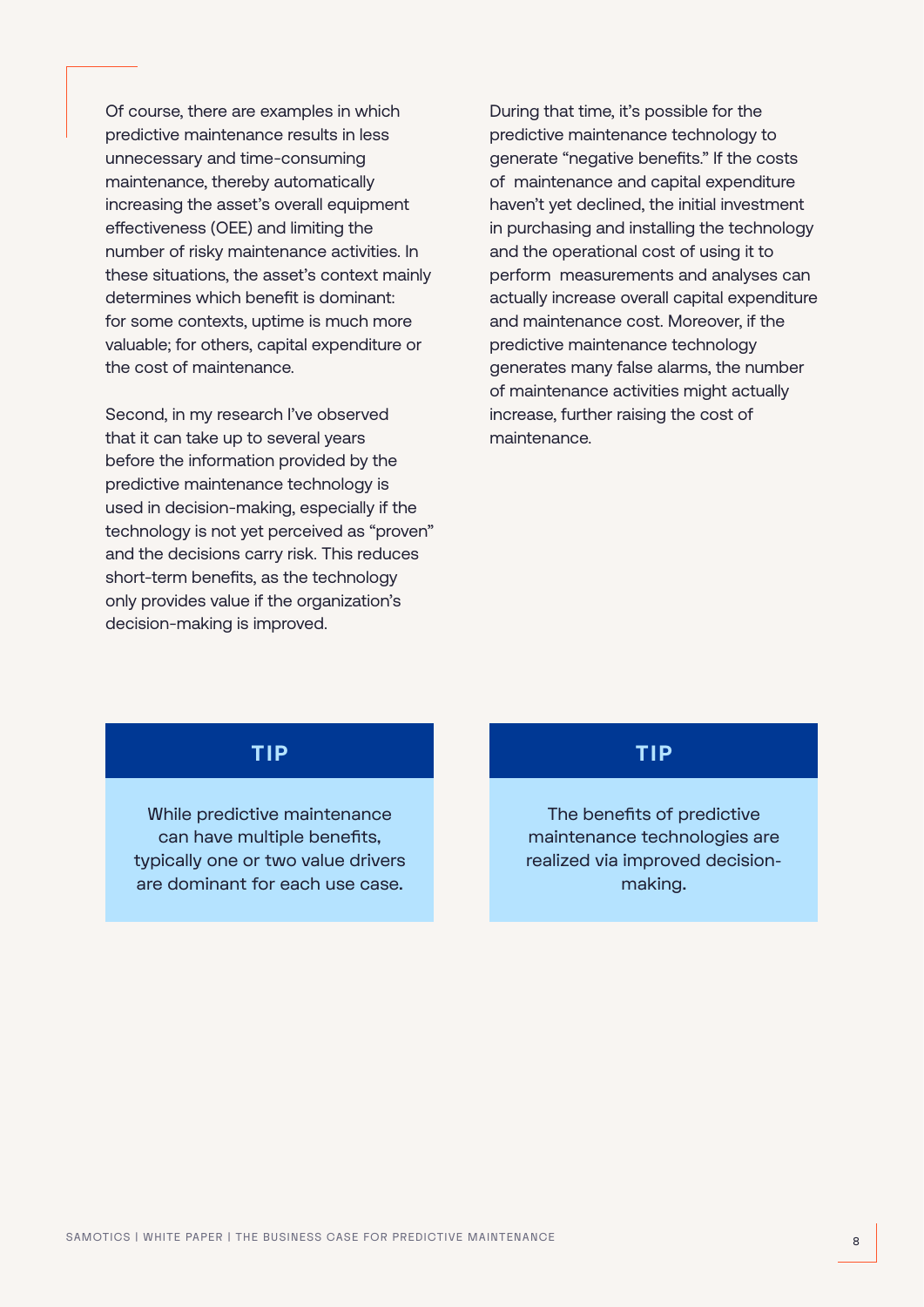Of course, there are examples in which predictive maintenance results in less unnecessary and time-consuming maintenance, thereby automatically increasing the asset's overall equipment effectiveness (OEE) and limiting the number of risky maintenance activities. In these situations, the asset's context mainly determines which benefit is dominant: for some contexts, uptime is much more valuable; for others, capital expenditure or the cost of maintenance.

Second, in my research I've observed that it can take up to several years before the information provided by the predictive maintenance technology is used in decision-making, especially if the technology is not yet perceived as "proven" and the decisions carry risk. This reduces short-term benefits, as the technology only provides value if the organization's decision-making is improved.

During that time, it's possible for the predictive maintenance technology to generate "negative benefits." If the costs of maintenance and capital expenditure haven't yet declined, the initial investment in purchasing and installing the technology and the operational cost of using it to perform measurements and analyses can actually increase overall capital expenditure and maintenance cost. Moreover, if the predictive maintenance technology generates many false alarms, the number of maintenance activities might actually increase, further raising the cost of maintenance.

**TIP**

While predictive maintenance can have multiple benefits, typically one or two value drivers are dominant for each use case.

**TIP**

The benefits of predictive maintenance technologies are realized via improved decision-making.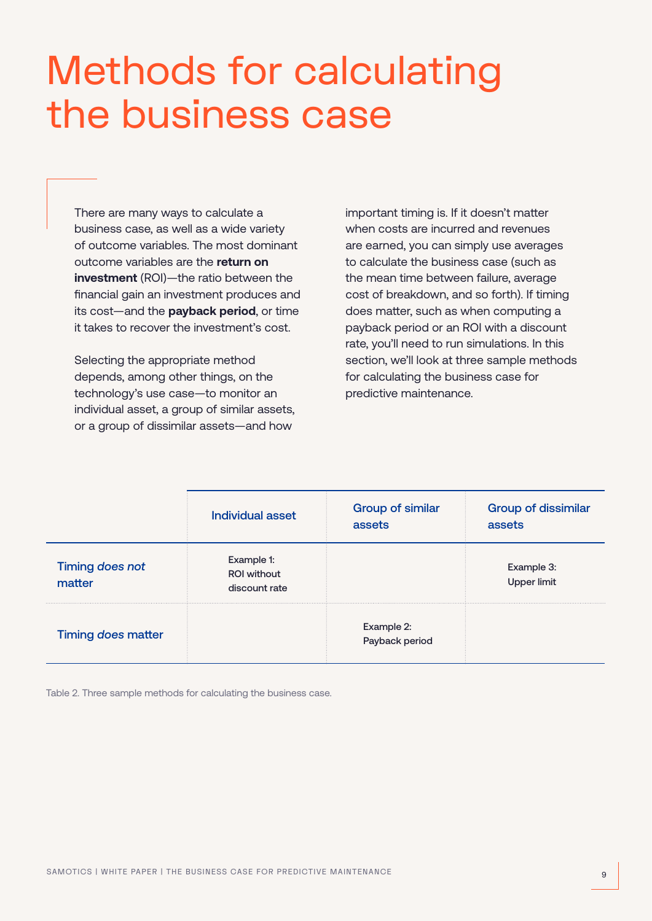# Methods for calculating the business case

There are many ways to calculate a business case, as well as a wide variety of outcome variables. The most dominant outcome variables are the **return on investment** (ROI)—the ratio between the financial gain an investment produces and its cost—and the **payback period**, or time it takes to recover the investment's cost.

Selecting the appropriate method depends, among other things, on the technology's use case—to monitor an individual asset, a group of similar assets, or a group of dissimilar assets—and how important timing is. If it doesn't matter when costs are incurred and revenues are earned, you can simply use averages to calculate the business case (such as the mean time between failure, average cost of breakdown, and so forth). If timing does matter, such as when computing a payback period or an ROI with a discount rate, you'll need to run simulations. In this section, we'll look at three sample methods for calculating the business case for predictive maintenance.

| | Individual asset | Group of similar assets | Group of dissimilar assets |
|---|---|---|---|
| Timing *does not* matter | Example 1: ROI without discount rate | | Example 3: Upper limit |
| Timing *does* matter | | Example 2: Payback period | |

Table 2. Three sample methods for calculating the business case.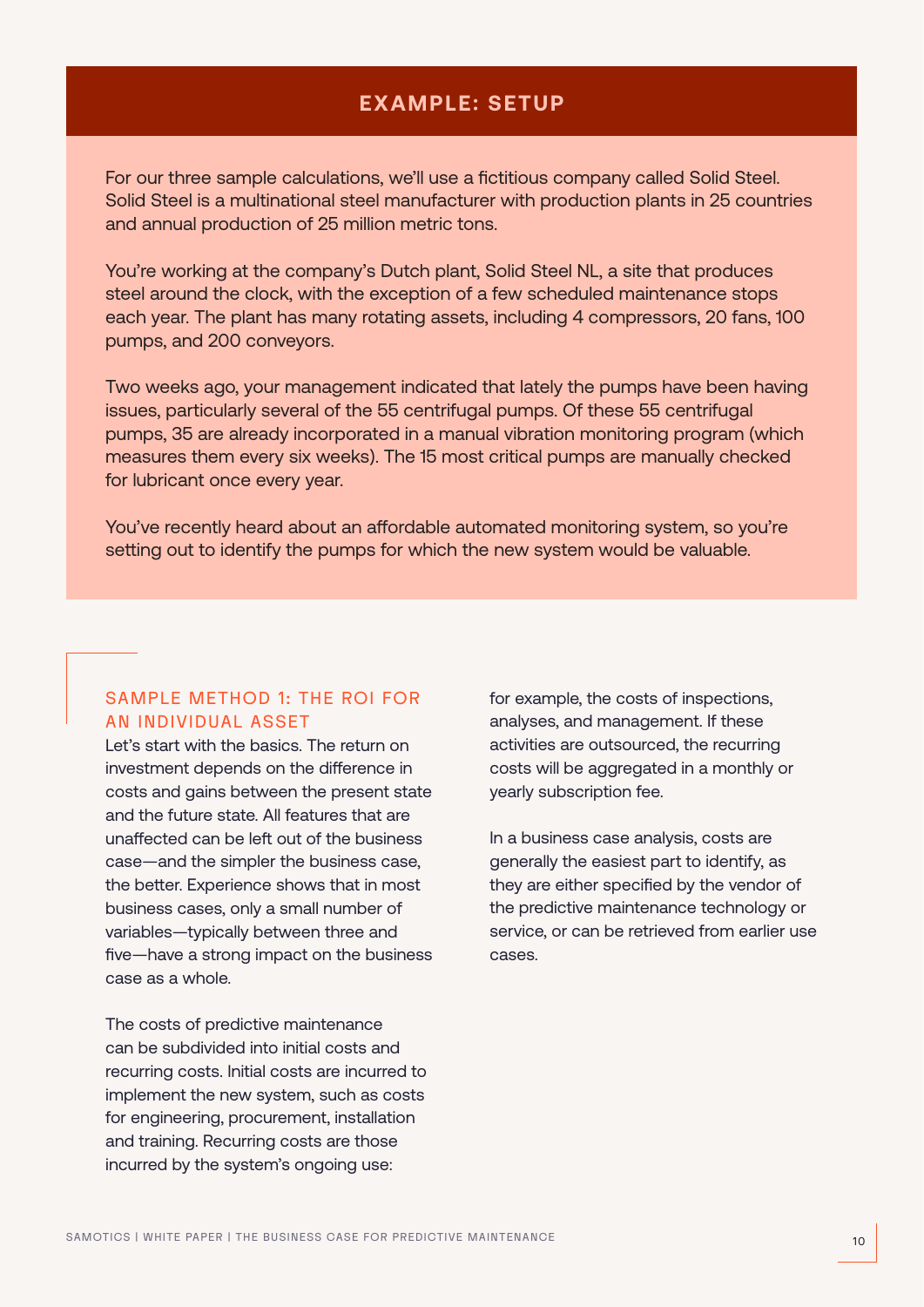## EXAMPLE: SETUP

For our three sample calculations, we'll use a fictitious company called Solid Steel. Solid Steel is a multinational steel manufacturer with production plants in 25 countries and annual production of 25 million metric tons.

You're working at the company's Dutch plant, Solid Steel NL, a site that produces steel around the clock, with the exception of a few scheduled maintenance stops each year. The plant has many rotating assets, including 4 compressors, 20 fans, 100 pumps, and 200 conveyors.

Two weeks ago, your management indicated that lately the pumps have been having issues, particularly several of the 55 centrifugal pumps. Of these 55 centrifugal pumps, 35 are already incorporated in a manual vibration monitoring program (which measures them every six weeks). The 15 most critical pumps are manually checked for lubricant once every year.

You've recently heard about an affordable automated monitoring system, so you're setting out to identify the pumps for which the new system would be valuable.

### SAMPLE METHOD 1: THE ROI FOR AN INDIVIDUAL ASSET

Let's start with the basics. The return on investment depends on the difference in costs and gains between the present state and the future state. All features that are unaffected can be left out of the business case—and the simpler the business case, the better. Experience shows that in most business cases, only a small number of variables—typically between three and five—have a strong impact on the business case as a whole.

The costs of predictive maintenance can be subdivided into initial costs and recurring costs. Initial costs are incurred to implement the new system, such as costs for engineering, procurement, installation and training. Recurring costs are those incurred by the system's ongoing use: for example, the costs of inspections, analyses, and management. If these activities are outsourced, the recurring costs will be aggregated in a monthly or yearly subscription fee.

In a business case analysis, costs are generally the easiest part to identify, as they are either specified by the vendor of the predictive maintenance technology or service, or can be retrieved from earlier use cases.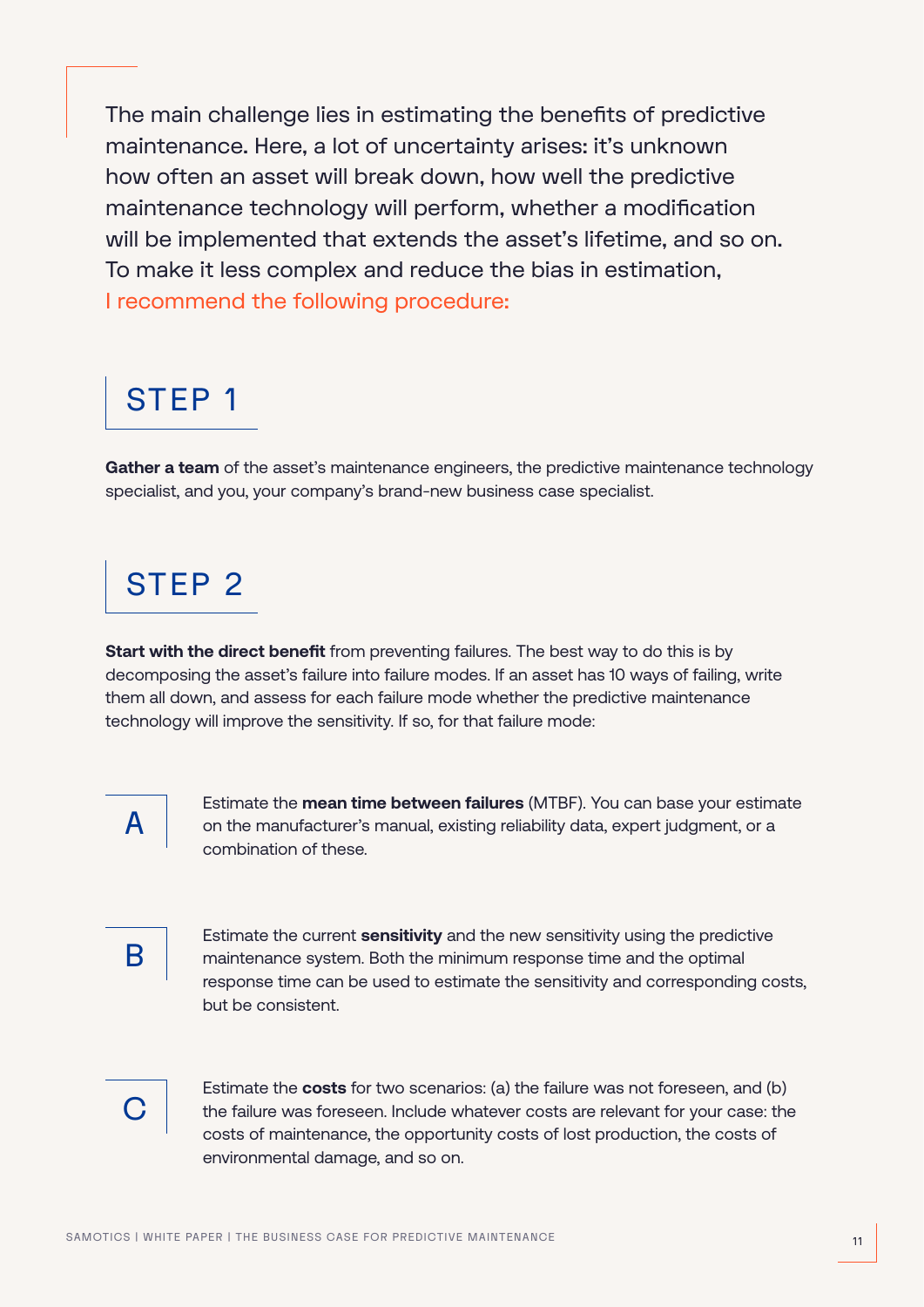The main challenge lies in estimating the benefits of predictive maintenance. Here, a lot of uncertainty arises: it's unknown how often an asset will break down, how well the predictive maintenance technology will perform, whether a modification will be implemented that extends the asset's lifetime, and so on. To make it less complex and reduce the bias in estimation, I recommend the following procedure:

## STEP 1

**Gather a team** of the asset's maintenance engineers, the predictive maintenance technology specialist, and you, your company's brand-new business case specialist.

## STEP 2

**Start with the direct benefit** from preventing failures. The best way to do this is by decomposing the asset's failure into failure modes. If an asset has 10 ways of failing, write them all down, and assess for each failure mode whether the predictive maintenance technology will improve the sensitivity. If so, for that failure mode:

**A** Estimate the **mean time between failures** (MTBF). You can base your estimate on the manufacturer's manual, existing reliability data, expert judgment, or a combination of these.

**B** Estimate the current **sensitivity** and the new sensitivity using the predictive maintenance system. Both the minimum response time and the optimal response time can be used to estimate the sensitivity and corresponding costs, but be consistent.

**C** Estimate the **costs** for two scenarios: (a) the failure was not foreseen, and (b) the failure was foreseen. Include whatever costs are relevant for your case: the costs of maintenance, the opportunity costs of lost production, the costs of environmental damage, and so on.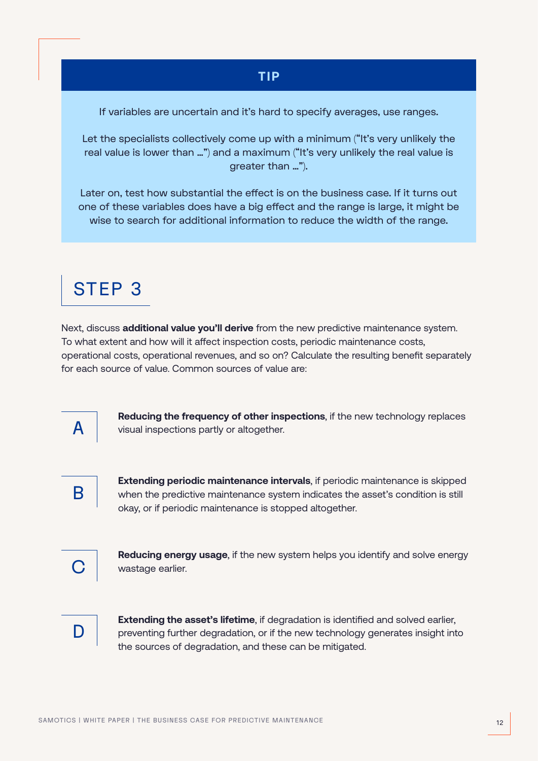**TIP**

If variables are uncertain and it's hard to specify averages, use ranges.

Let the specialists collectively come up with a minimum ("It's very unlikely the real value is lower than …") and a maximum ("It's very unlikely the real value is greater than …").

Later on, test how substantial the effect is on the business case. If it turns out one of these variables does have a big effect and the range is large, it might be wise to search for additional information to reduce the width of the range.

## STEP 3

Next, discuss **additional value you'll derive** from the new predictive maintenance system. To what extent and how will it affect inspection costs, periodic maintenance costs, operational costs, operational revenues, and so on? Calculate the resulting benefit separately for each source of value. Common sources of value are:

A. **Reducing the frequency of other inspections**, if the new technology replaces visual inspections partly or altogether.

B. **Extending periodic maintenance intervals**, if periodic maintenance is skipped when the predictive maintenance system indicates the asset's condition is still okay, or if periodic maintenance is stopped altogether.

C. **Reducing energy usage**, if the new system helps you identify and solve energy wastage earlier.

D. **Extending the asset's lifetime**, if degradation is identified and solved earlier, preventing further degradation, or if the new technology generates insight into the sources of degradation, and these can be mitigated.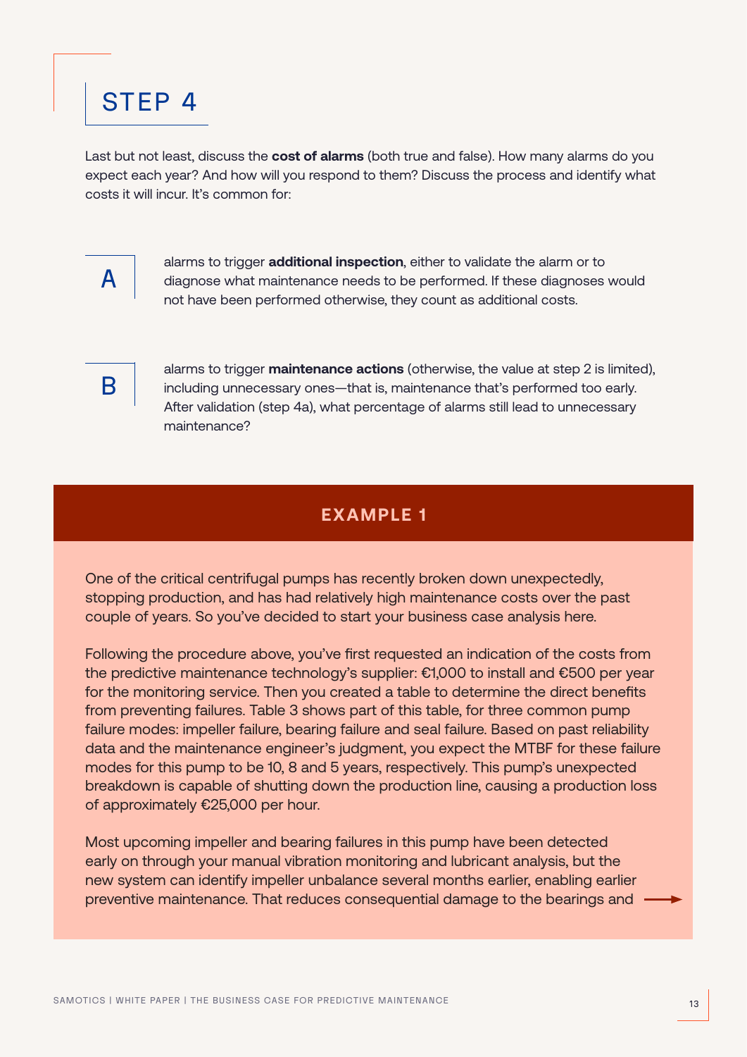## STEP 4

Last but not least, discuss the **cost of alarms** (both true and false). How many alarms do you expect each year? And how will you respond to them? Discuss the process and identify what costs it will incur. It's common for:

**A** alarms to trigger **additional inspection**, either to validate the alarm or to diagnose what maintenance needs to be performed. If these diagnoses would not have been performed otherwise, they count as additional costs.

**B** alarms to trigger **maintenance actions** (otherwise, the value at step 2 is limited), including unnecessary ones—that is, maintenance that's performed too early. After validation (step 4a), what percentage of alarms still lead to unnecessary maintenance?

### EXAMPLE 1

One of the critical centrifugal pumps has recently broken down unexpectedly, stopping production, and has had relatively high maintenance costs over the past couple of years. So you've decided to start your business case analysis here.

Following the procedure above, you've first requested an indication of the costs from the predictive maintenance technology's supplier: €1,000 to install and €500 per year for the monitoring service. Then you created a table to determine the direct benefits from preventing failures. Table 3 shows part of this table, for three common pump failure modes: impeller failure, bearing failure and seal failure. Based on past reliability data and the maintenance engineer's judgment, you expect the MTBF for these failure modes for this pump to be 10, 8 and 5 years, respectively. This pump's unexpected breakdown is capable of shutting down the production line, causing a production loss of approximately €25,000 per hour.

Most upcoming impeller and bearing failures in this pump have been detected early on through your manual vibration monitoring and lubricant analysis, but the new system can identify impeller unbalance several months earlier, enabling earlier preventive maintenance. That reduces consequential damage to the bearings and →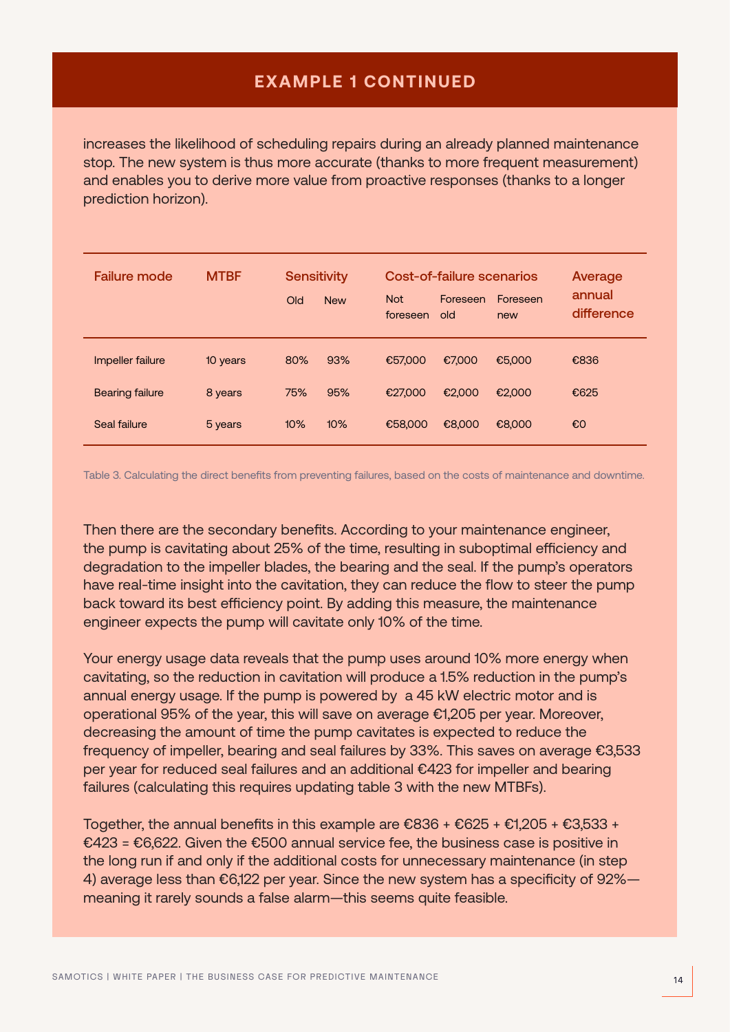## EXAMPLE 1 CONTINUED

increases the likelihood of scheduling repairs during an already planned maintenance stop. The new system is thus more accurate (thanks to more frequent measurement) and enables you to derive more value from proactive responses (thanks to a longer prediction horizon).

| Failure mode | MTBF | Sensitivity | | Cost-of-failure scenarios | | | Average annual difference |
|---|---|---|---|---|---|---|---|
| | | Old | New | Not foreseen | Foreseen old | Foreseen new | |
| Impeller failure | 10 years | 80% | 93% | €57,000 | €7,000 | €5,000 | €836 |
| Bearing failure | 8 years | 75% | 95% | €27,000 | €2,000 | €2,000 | €625 |
| Seal failure | 5 years | 10% | 10% | €58,000 | €8,000 | €8,000 | €0 |

Table 3. Calculating the direct benefits from preventing failures, based on the costs of maintenance and downtime.

Then there are the secondary benefits. According to your maintenance engineer, the pump is cavitating about 25% of the time, resulting in suboptimal efficiency and degradation to the impeller blades, the bearing and the seal. If the pump's operators have real-time insight into the cavitation, they can reduce the flow to steer the pump back toward its best efficiency point. By adding this measure, the maintenance engineer expects the pump will cavitate only 10% of the time.

Your energy usage data reveals that the pump uses around 10% more energy when cavitating, so the reduction in cavitation will produce a 1.5% reduction in the pump's annual energy usage. If the pump is powered by a 45 kW electric motor and is operational 95% of the year, this will save on average €1,205 per year. Moreover, decreasing the amount of time the pump cavitates is expected to reduce the frequency of impeller, bearing and seal failures by 33%. This saves on average €3,533 per year for reduced seal failures and an additional €423 for impeller and bearing failures (calculating this requires updating table 3 with the new MTBFs).

Together, the annual benefits in this example are €836 + €625 + €1,205 + €3,533 + €423 = €6,622. Given the €500 annual service fee, the business case is positive in the long run if and only if the additional costs for unnecessary maintenance (in step 4) average less than €6,122 per year. Since the new system has a specificity of 92%—meaning it rarely sounds a false alarm—this seems quite feasible.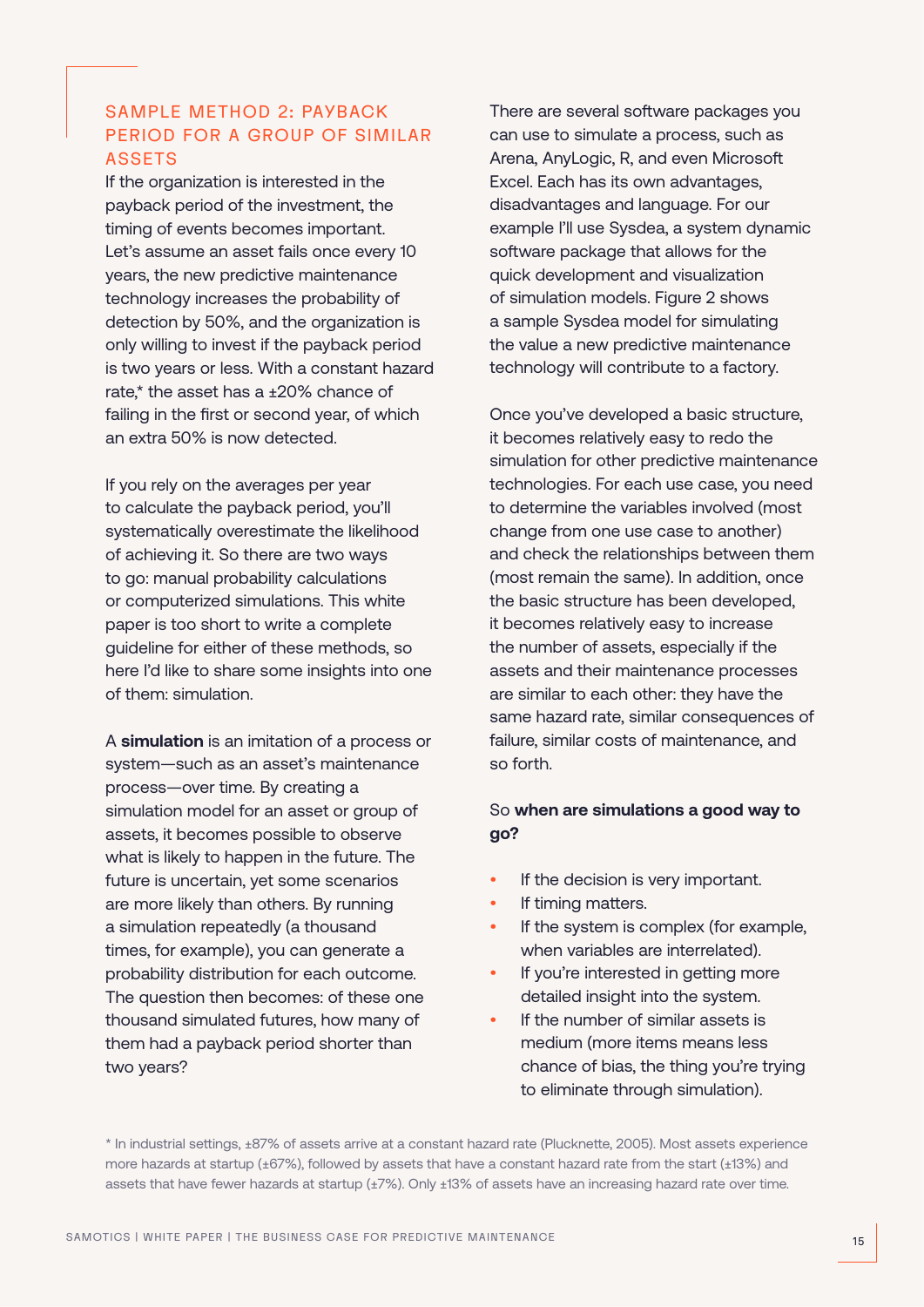## SAMPLE METHOD 2: PAYBACK PERIOD FOR A GROUP OF SIMILAR ASSETS

If the organization is interested in the payback period of the investment, the timing of events becomes important. Let's assume an asset fails once every 10 years, the new predictive maintenance technology increases the probability of detection by 50%, and the organization is only willing to invest if the payback period is two years or less. With a constant hazard rate,* the asset has a ±20% chance of failing in the first or second year, of which an extra 50% is now detected.

If you rely on the averages per year to calculate the payback period, you'll systematically overestimate the likelihood of achieving it. So there are two ways to go: manual probability calculations or computerized simulations. This white paper is too short to write a complete guideline for either of these methods, so here I'd like to share some insights into one of them: simulation.

A **simulation** is an imitation of a process or system—such as an asset's maintenance process—over time. By creating a simulation model for an asset or group of assets, it becomes possible to observe what is likely to happen in the future. The future is uncertain, yet some scenarios are more likely than others. By running a simulation repeatedly (a thousand times, for example), you can generate a probability distribution for each outcome. The question then becomes: of these one thousand simulated futures, how many of them had a payback period shorter than two years?

There are several software packages you can use to simulate a process, such as Arena, AnyLogic, R, and even Microsoft Excel. Each has its own advantages, disadvantages and language. For our example I'll use Sysdea, a system dynamic software package that allows for the quick development and visualization of simulation models. Figure 2 shows a sample Sysdea model for simulating the value a new predictive maintenance technology will contribute to a factory.

Once you've developed a basic structure, it becomes relatively easy to redo the simulation for other predictive maintenance technologies. For each use case, you need to determine the variables involved (most change from one use case to another) and check the relationships between them (most remain the same). In addition, once the basic structure has been developed, it becomes relatively easy to increase the number of assets, especially if the assets and their maintenance processes are similar to each other: they have the same hazard rate, similar consequences of failure, similar costs of maintenance, and so forth.

So **when are simulations a good way to go?**

- If the decision is very important.
- If timing matters.
- If the system is complex (for example, when variables are interrelated).
- If you're interested in getting more detailed insight into the system.
- If the number of similar assets is medium (more items means less chance of bias, the thing you're trying to eliminate through simulation).

* In industrial settings, ±87% of assets arrive at a constant hazard rate (Plucknette, 2005). Most assets experience more hazards at startup (±67%), followed by assets that have a constant hazard rate from the start (±13%) and assets that have fewer hazards at startup (±7%). Only ±13% of assets have an increasing hazard rate over time.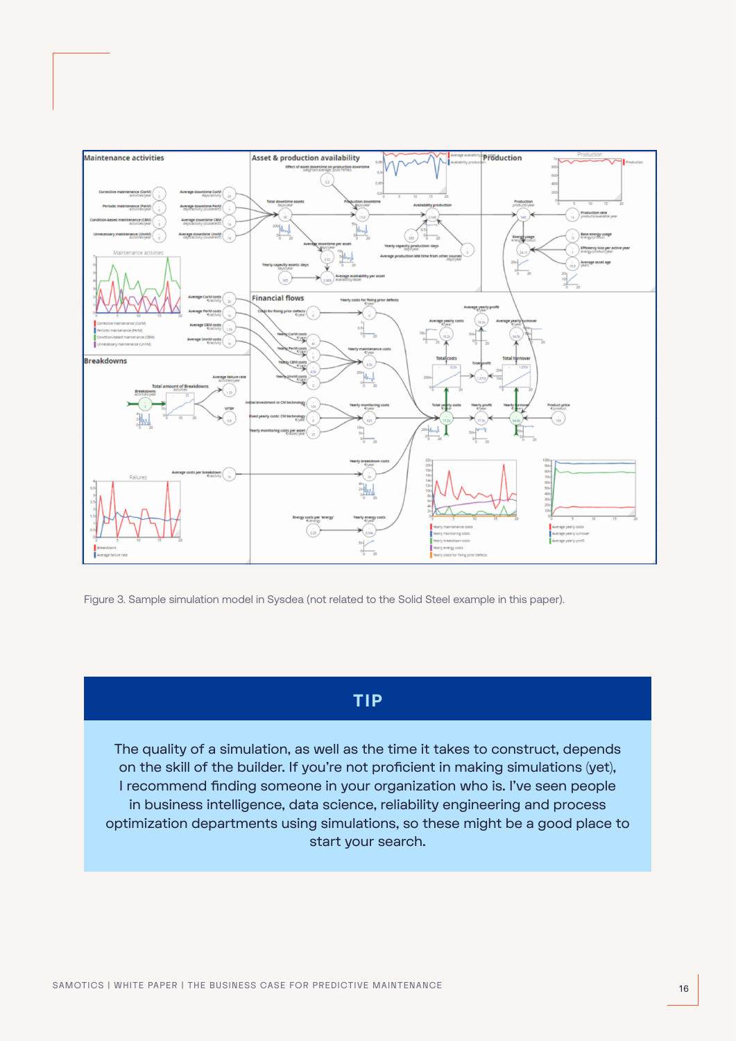Figure 3. Sample simulation model in Sysdea (not related to the Solid Steel example in this paper).

## TIP

The quality of a simulation, as well as the time it takes to construct, depends on the skill of the builder. If you're not proficient in making simulations (yet), I recommend finding someone in your organization who is. I've seen people in business intelligence, data science, reliability engineering and process optimization departments using simulations, so these might be a good place to start your search.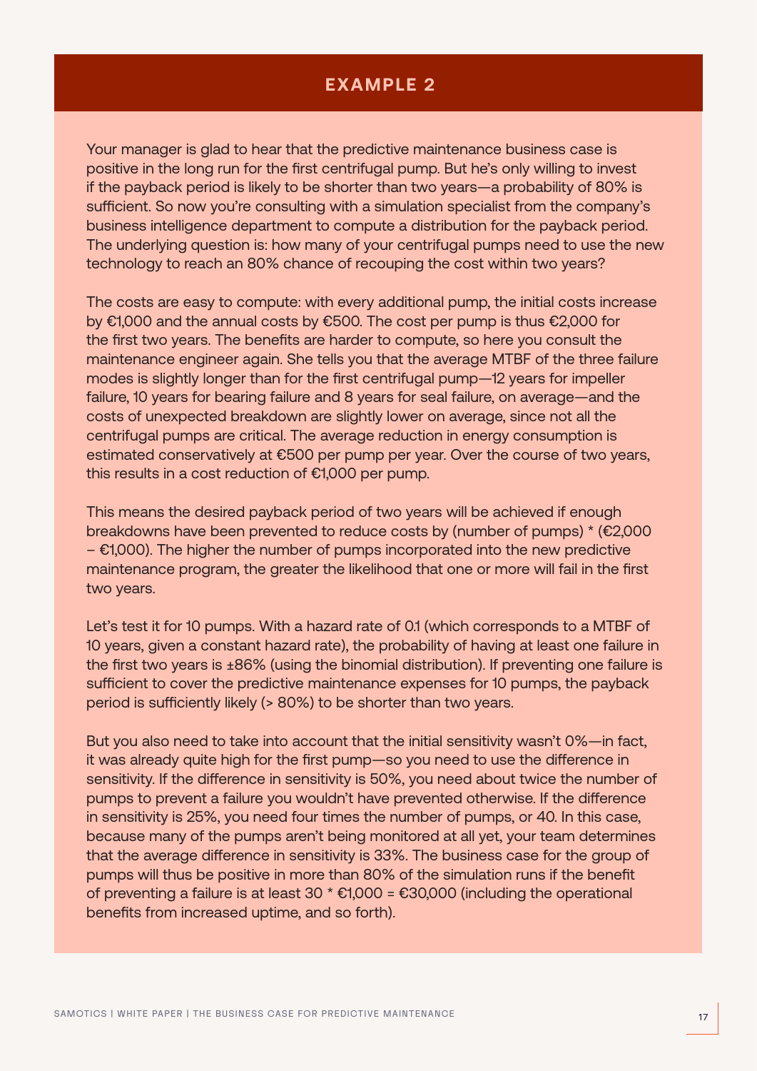## EXAMPLE 2

Your manager is glad to hear that the predictive maintenance business case is positive in the long run for the first centrifugal pump. But he's only willing to invest if the payback period is likely to be shorter than two years—a probability of 80% is sufficient. So now you're consulting with a simulation specialist from the company's business intelligence department to compute a distribution for the payback period. The underlying question is: how many of your centrifugal pumps need to use the new technology to reach an 80% chance of recouping the cost within two years?

The costs are easy to compute: with every additional pump, the initial costs increase by €1,000 and the annual costs by €500. The cost per pump is thus €2,000 for the first two years. The benefits are harder to compute, so here you consult the maintenance engineer again. She tells you that the average MTBF of the three failure modes is slightly longer than for the first centrifugal pump—12 years for impeller failure, 10 years for bearing failure and 8 years for seal failure, on average—and the costs of unexpected breakdown are slightly lower on average, since not all the centrifugal pumps are critical. The average reduction in energy consumption is estimated conservatively at €500 per pump per year. Over the course of two years, this results in a cost reduction of €1,000 per pump.

This means the desired payback period of two years will be achieved if enough breakdowns have been prevented to reduce costs by (number of pumps) * (€2,000 – €1,000). The higher the number of pumps incorporated into the new predictive maintenance program, the greater the likelihood that one or more will fail in the first two years.

Let's test it for 10 pumps. With a hazard rate of 0.1 (which corresponds to a MTBF of 10 years, given a constant hazard rate), the probability of having at least one failure in the first two years is ±86% (using the binomial distribution). If preventing one failure is sufficient to cover the predictive maintenance expenses for 10 pumps, the payback period is sufficiently likely (> 80%) to be shorter than two years.

But you also need to take into account that the initial sensitivity wasn't 0%—in fact, it was already quite high for the first pump—so you need to use the difference in sensitivity. If the difference in sensitivity is 50%, you need about twice the number of pumps to prevent a failure you wouldn't have prevented otherwise. If the difference in sensitivity is 25%, you need four times the number of pumps, or 40. In this case, because many of the pumps aren't being monitored at all yet, your team determines that the average difference in sensitivity is 33%. The business case for the group of pumps will thus be positive in more than 80% of the simulation runs if the benefit of preventing a failure is at least 30 * €1,000 = €30,000 (including the operational benefits from increased uptime, and so forth).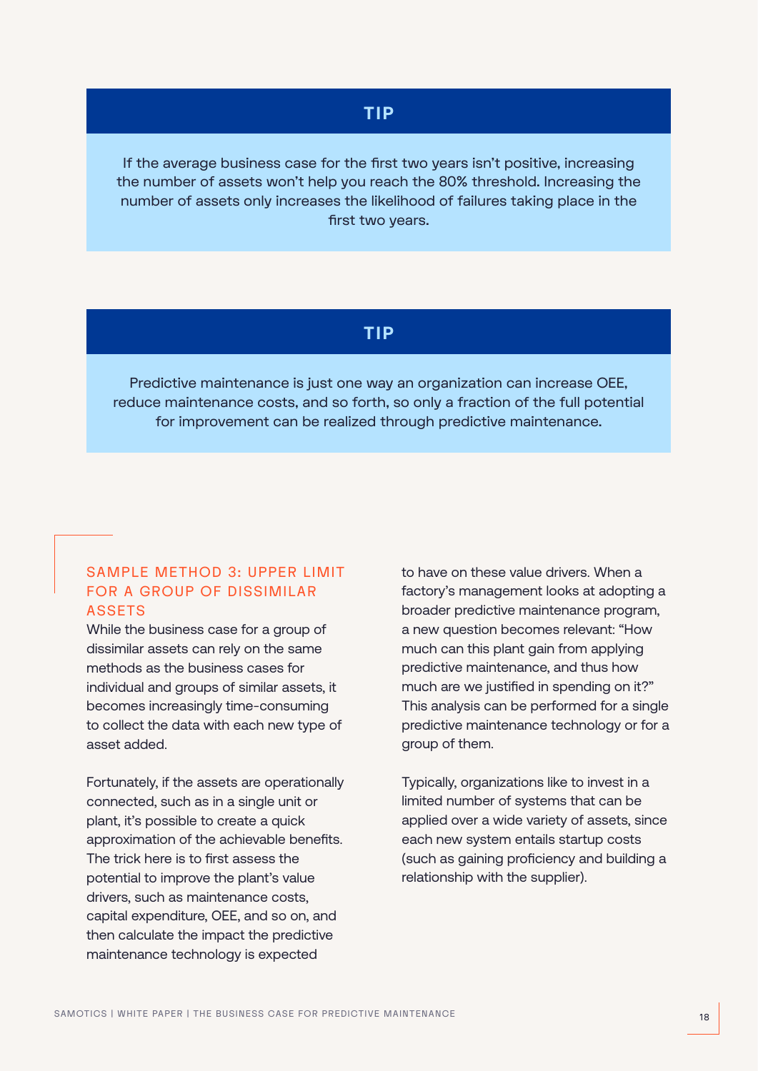## TIP

If the average business case for the first two years isn't positive, increasing the number of assets won't help you reach the 80% threshold. Increasing the number of assets only increases the likelihood of failures taking place in the first two years.

## TIP

Predictive maintenance is just one way an organization can increase OEE, reduce maintenance costs, and so forth, so only a fraction of the full potential for improvement can be realized through predictive maintenance.

### SAMPLE METHOD 3: UPPER LIMIT FOR A GROUP OF DISSIMILAR ASSETS

While the business case for a group of dissimilar assets can rely on the same methods as the business cases for individual and groups of similar assets, it becomes increasingly time-consuming to collect the data with each new type of asset added.

Fortunately, if the assets are operationally connected, such as in a single unit or plant, it's possible to create a quick approximation of the achievable benefits. The trick here is to first assess the potential to improve the plant's value drivers, such as maintenance costs, capital expenditure, OEE, and so on, and then calculate the impact the predictive maintenance technology is expected to have on these value drivers. When a factory's management looks at adopting a broader predictive maintenance program, a new question becomes relevant: "How much can this plant gain from applying predictive maintenance, and thus how much are we justified in spending on it?" This analysis can be performed for a single predictive maintenance technology or for a group of them.

Typically, organizations like to invest in a limited number of systems that can be applied over a wide variety of assets, since each new system entails startup costs (such as gaining proficiency and building a relationship with the supplier).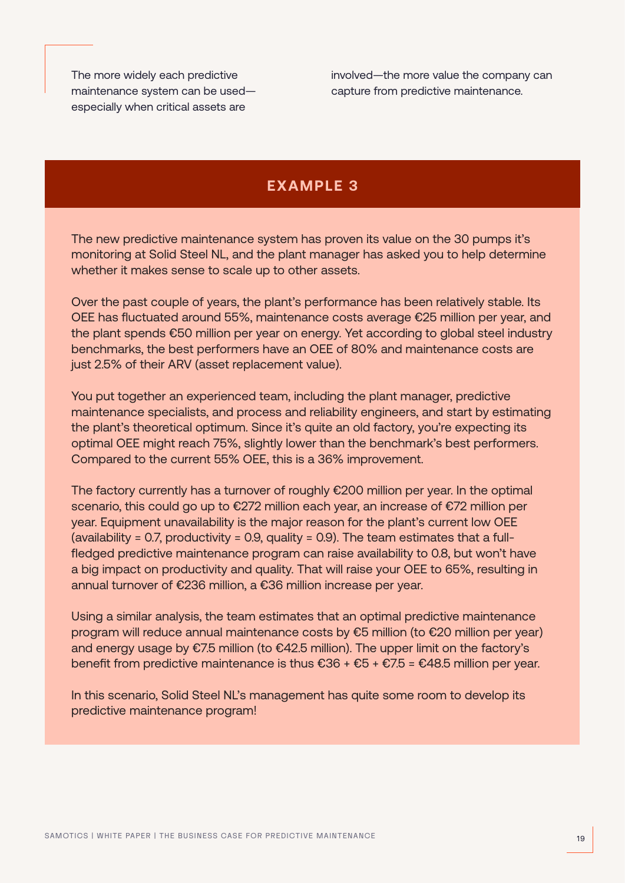The more widely each predictive maintenance system can be used—especially when critical assets are involved—the more value the company can capture from predictive maintenance.

## EXAMPLE 3

The new predictive maintenance system has proven its value on the 30 pumps it's monitoring at Solid Steel NL, and the plant manager has asked you to help determine whether it makes sense to scale up to other assets.

Over the past couple of years, the plant's performance has been relatively stable. Its OEE has fluctuated around 55%, maintenance costs average €25 million per year, and the plant spends €50 million per year on energy. Yet according to global steel industry benchmarks, the best performers have an OEE of 80% and maintenance costs are just 2.5% of their ARV (asset replacement value).

You put together an experienced team, including the plant manager, predictive maintenance specialists, and process and reliability engineers, and start by estimating the plant's theoretical optimum. Since it's quite an old factory, you're expecting its optimal OEE might reach 75%, slightly lower than the benchmark's best performers. Compared to the current 55% OEE, this is a 36% improvement.

The factory currently has a turnover of roughly €200 million per year. In the optimal scenario, this could go up to €272 million each year, an increase of €72 million per year. Equipment unavailability is the major reason for the plant's current low OEE (availability = 0.7, productivity = 0.9, quality = 0.9). The team estimates that a full-fledged predictive maintenance program can raise availability to 0.8, but won't have a big impact on productivity and quality. That will raise your OEE to 65%, resulting in annual turnover of €236 million, a €36 million increase per year.

Using a similar analysis, the team estimates that an optimal predictive maintenance program will reduce annual maintenance costs by €5 million (to €20 million per year) and energy usage by €7.5 million (to €42.5 million). The upper limit on the factory's benefit from predictive maintenance is thus €36 + €5 + €7.5 = €48.5 million per year.

In this scenario, Solid Steel NL's management has quite some room to develop its predictive maintenance program!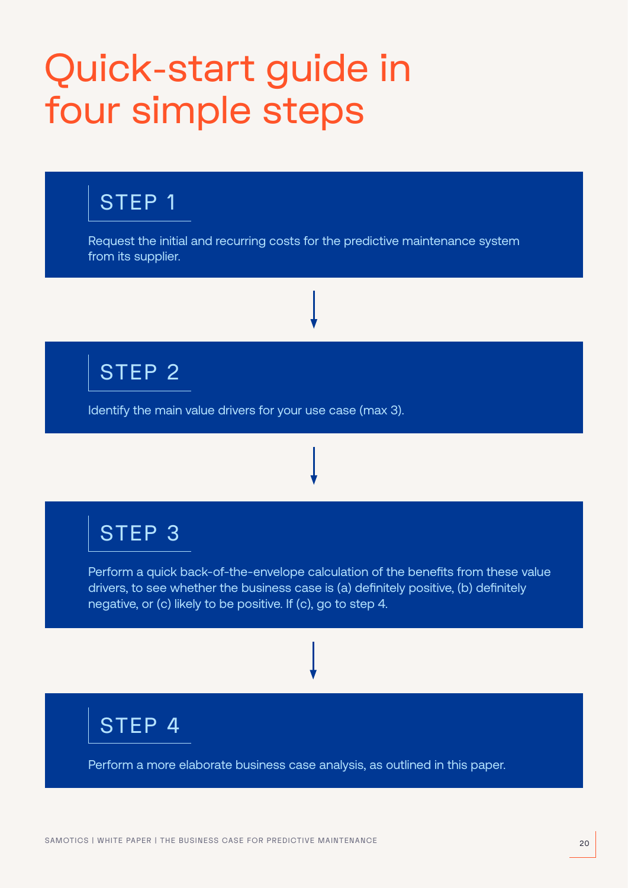# Quick-start guide in four simple steps

## STEP 1

Request the initial and recurring costs for the predictive maintenance system from its supplier.

## STEP 2

Identify the main value drivers for your use case (max 3).

## STEP 3

Perform a quick back-of-the-envelope calculation of the benefits from these value drivers, to see whether the business case is (a) definitely positive, (b) definitely negative, or (c) likely to be positive. If (c), go to step 4.

## STEP 4

Perform a more elaborate business case analysis, as outlined in this paper.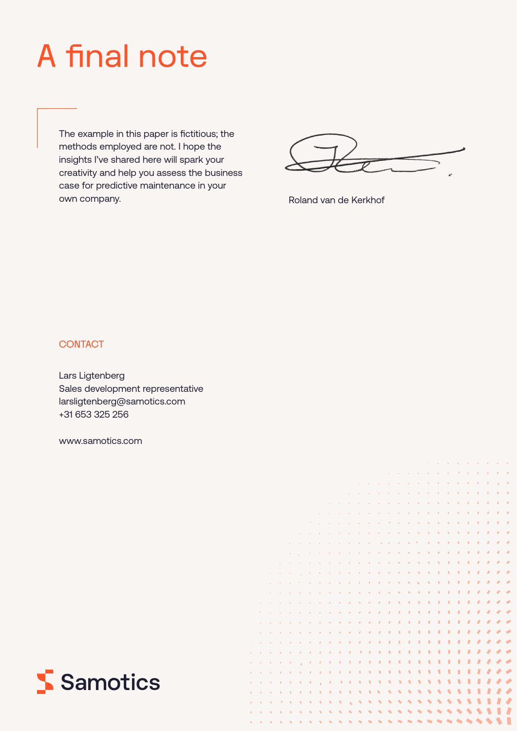# A final note

The example in this paper is fictitious; the methods employed are not. I hope the insights I've shared here will spark your creativity and help you assess the business case for predictive maintenance in your own company.

Roland van de Kerkhof

CONTACT

Lars Ligtenberg
Sales development representative
larsligtenberg@samotics.com
+31 653 325 256

www.samotics.com

Samotics